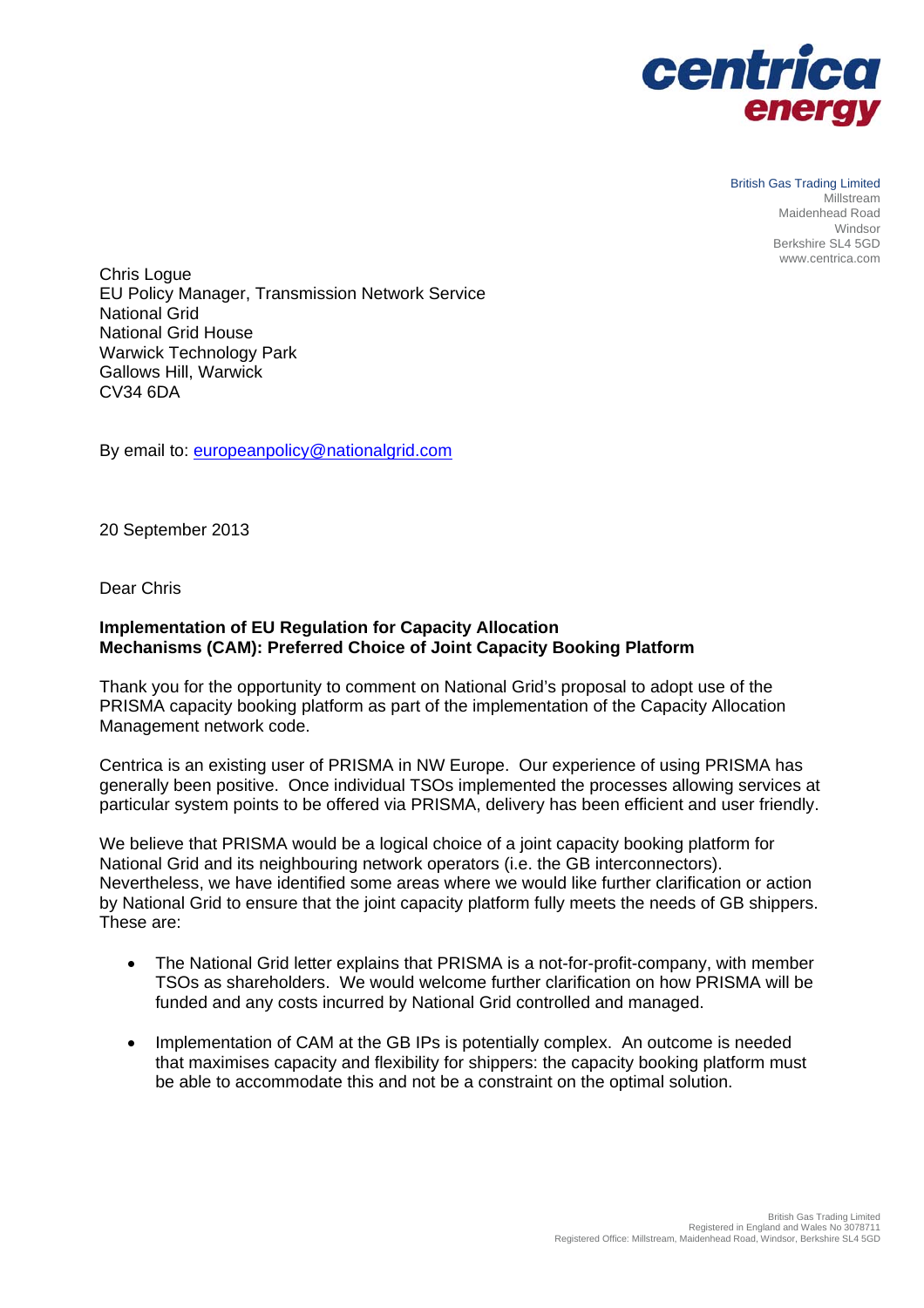centrica energy

British Gas Trading Limited
Millstream
Maidenhead Road
Windsor
Berkshire SL4 5GD
www.centrica.com

Chris Logue
EU Policy Manager, Transmission Network Service
National Grid
National Grid House
Warwick Technology Park
Gallows Hill, Warwick
CV34 6DA

By email to: europeanpolicy@nationalgrid.com

20 September 2013

Dear Chris

**Implementation of EU Regulation for Capacity Allocation Mechanisms (CAM): Preferred Choice of Joint Capacity Booking Platform**

Thank you for the opportunity to comment on National Grid's proposal to adopt use of the PRISMA capacity booking platform as part of the implementation of the Capacity Allocation Management network code.

Centrica is an existing user of PRISMA in NW Europe. Our experience of using PRISMA has generally been positive. Once individual TSOs implemented the processes allowing services at particular system points to be offered via PRISMA, delivery has been efficient and user friendly.

We believe that PRISMA would be a logical choice of a joint capacity booking platform for National Grid and its neighbouring network operators (i.e. the GB interconnectors). Nevertheless, we have identified some areas where we would like further clarification or action by National Grid to ensure that the joint capacity platform fully meets the needs of GB shippers. These are:

- The National Grid letter explains that PRISMA is a not-for-profit-company, with member TSOs as shareholders. We would welcome further clarification on how PRISMA will be funded and any costs incurred by National Grid controlled and managed.
- Implementation of CAM at the GB IPs is potentially complex. An outcome is needed that maximises capacity and flexibility for shippers: the capacity booking platform must be able to accommodate this and not be a constraint on the optimal solution.

British Gas Trading Limited
Registered in England and Wales No 3078711
Registered Office: Millstream, Maidenhead Road, Windsor, Berkshire SL4 5GD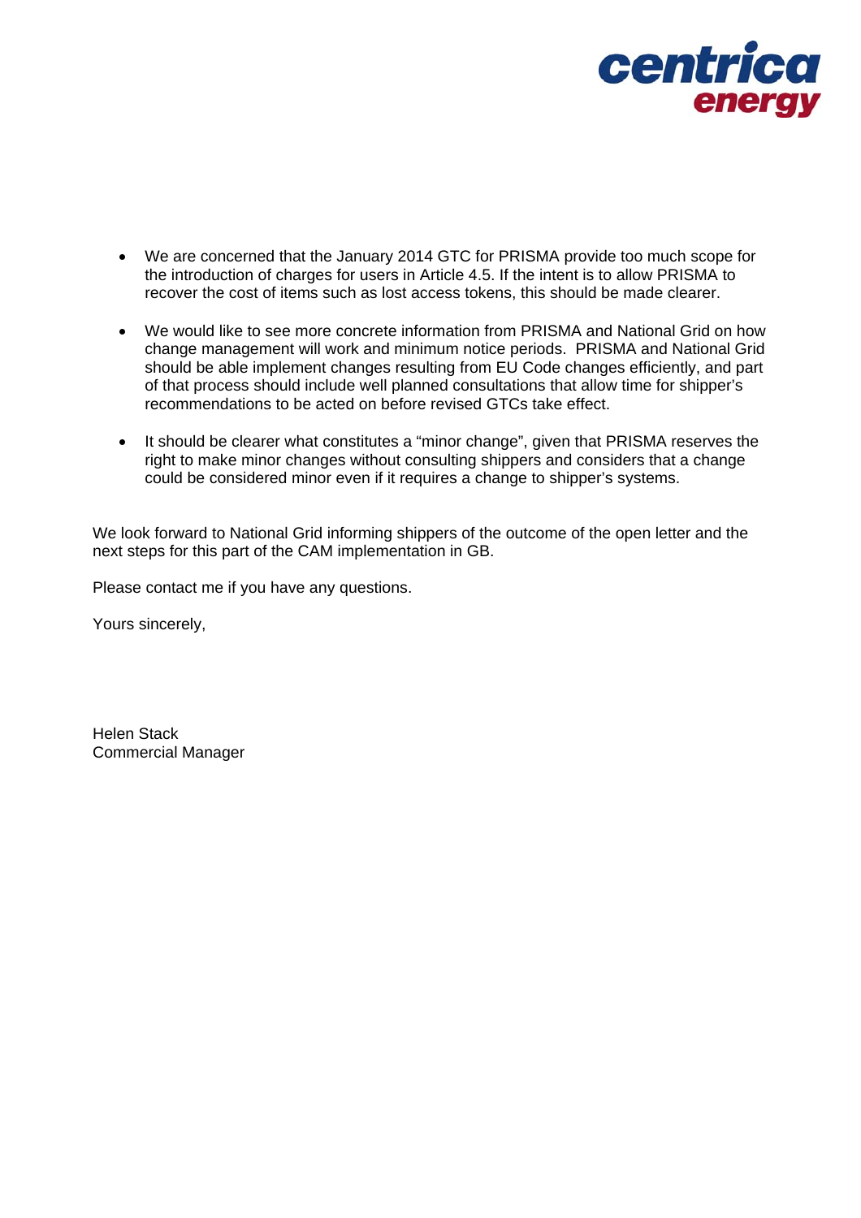- We are concerned that the January 2014 GTC for PRISMA provide too much scope for the introduction of charges for users in Article 4.5. If the intent is to allow PRISMA to recover the cost of items such as lost access tokens, this should be made clearer.

- We would like to see more concrete information from PRISMA and National Grid on how change management will work and minimum notice periods. PRISMA and National Grid should be able implement changes resulting from EU Code changes efficiently, and part of that process should include well planned consultations that allow time for shipper's recommendations to be acted on before revised GTCs take effect.

- It should be clearer what constitutes a "minor change", given that PRISMA reserves the right to make minor changes without consulting shippers and considers that a change could be considered minor even if it requires a change to shipper's systems.

We look forward to National Grid informing shippers of the outcome of the open letter and the next steps for this part of the CAM implementation in GB.

Please contact me if you have any questions.

Yours sincerely,

Helen Stack
Commercial Manager